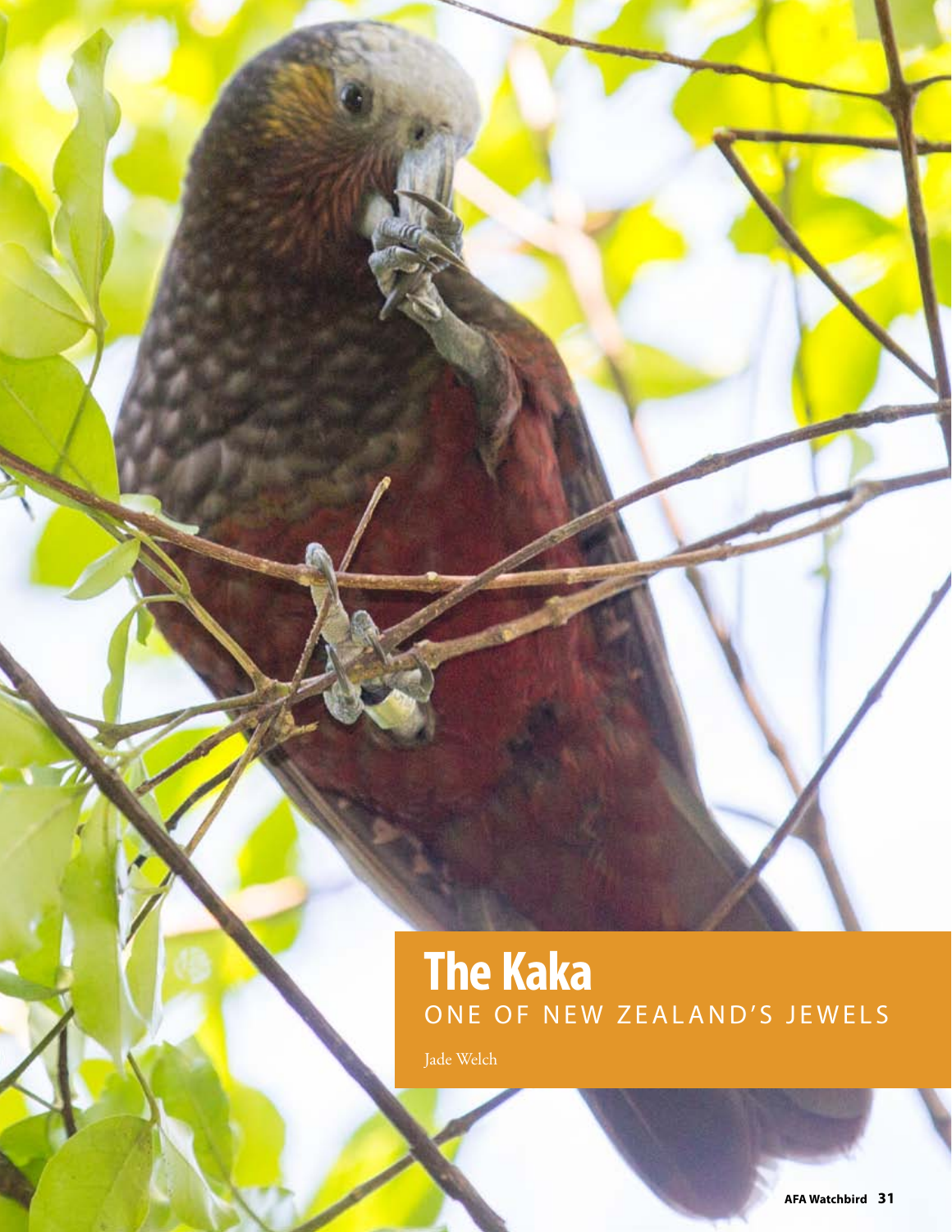# The Kaka

## ONE OF NEW ZEALAND'S JEWELS

Jade Welch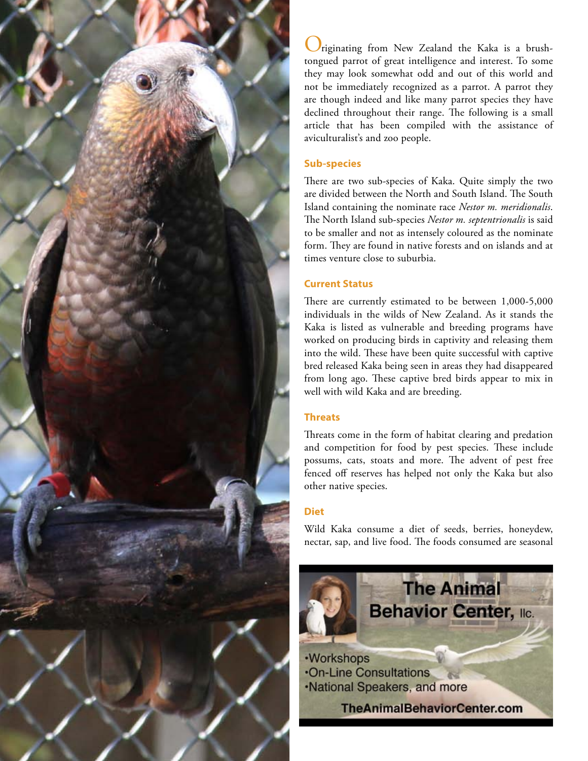Originating from New Zealand the Kaka is a brush-tongued parrot of great intelligence and interest. To some they may look somewhat odd and out of this world and not be immediately recognized as a parrot. A parrot they are though indeed and like many parrot species they have declined throughout their range. The following is a small article that has been compiled with the assistance of aviculturalist's and zoo people.

## Sub-species

There are two sub-species of Kaka. Quite simply the two are divided between the North and South Island. The South Island containing the nominate race *Nestor m. meridionalis*. The North Island sub-species *Nestor m. septentrionalis* is said to be smaller and not as intensely coloured as the nominate form. They are found in native forests and on islands and at times venture close to suburbia.

## Current Status

There are currently estimated to be between 1,000-5,000 individuals in the wilds of New Zealand. As it stands the Kaka is listed as vulnerable and breeding programs have worked on producing birds in captivity and releasing them into the wild. These have been quite successful with captive bred released Kaka being seen in areas they had disappeared from long ago. These captive bred birds appear to mix in well with wild Kaka and are breeding.

## Threats

Threats come in the form of habitat clearing and predation and competition for food by pest species. These include possums, cats, stoats and more. The advent of pest free fenced off reserves has helped not only the Kaka but also other native species.

## Diet

Wild Kaka consume a diet of seeds, berries, honeydew, nectar, sap, and live food. The foods consumed are seasonal

**The Animal Behavior Center, llc.**

- Workshops
- On-Line Consultations
- National Speakers, and more

TheAnimalBehaviorCenter.com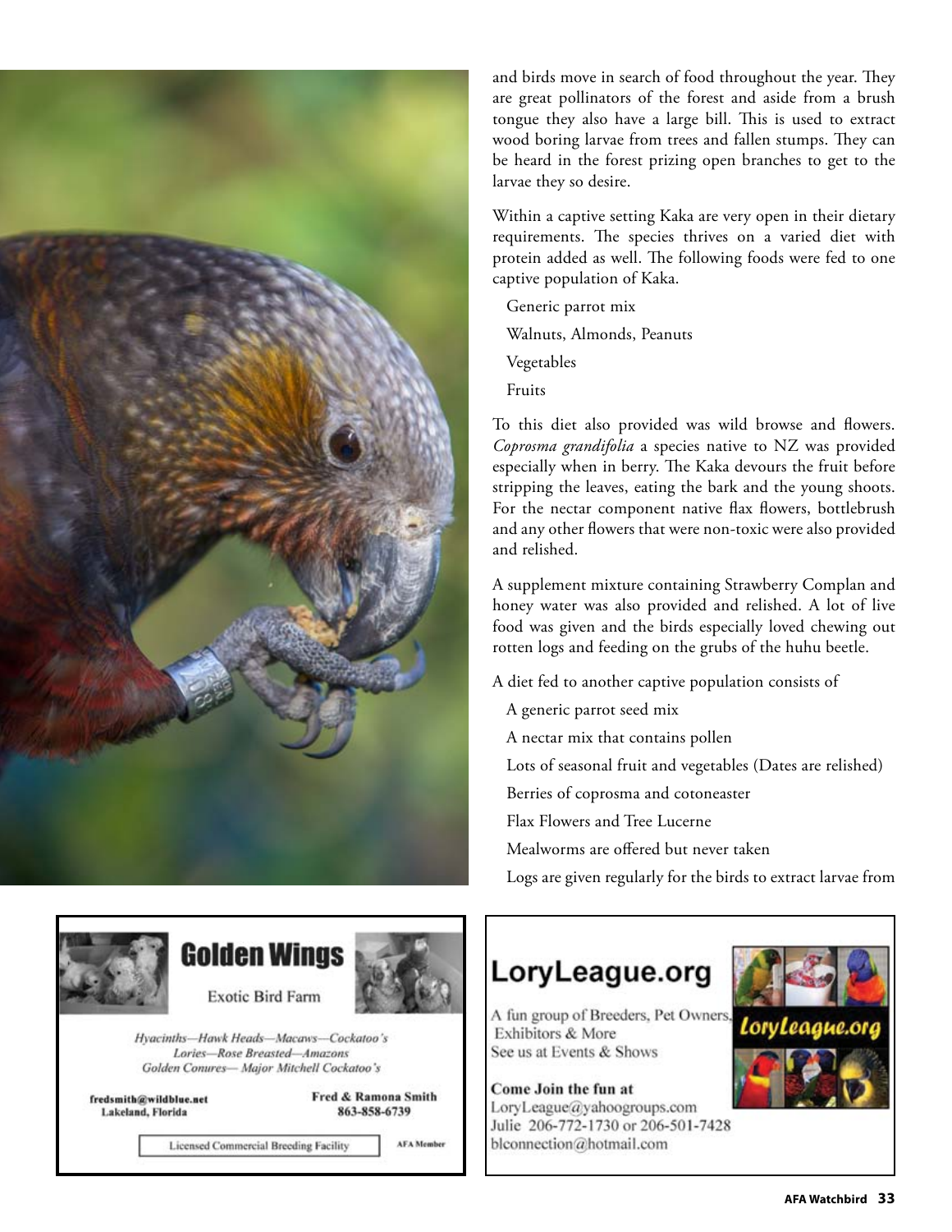and birds move in search of food throughout the year. They are great pollinators of the forest and aside from a brush tongue they also have a large bill. This is used to extract wood boring larvae from trees and fallen stumps. They can be heard in the forest prizing open branches to get to the larvae they so desire.

Within a captive setting Kaka are very open in their dietary requirements. The species thrives on a varied diet with protein added as well. The following foods were fed to one captive population of Kaka.

- Generic parrot mix
- Walnuts, Almonds, Peanuts
- Vegetables
- Fruits

To this diet also provided was wild browse and flowers. *Coprosma grandifolia* a species native to NZ was provided especially when in berry. The Kaka devours the fruit before stripping the leaves, eating the bark and the young shoots. For the nectar component native flax flowers, bottlebrush and any other flowers that were non-toxic were also provided and relished.

A supplement mixture containing Strawberry Complan and honey water was also provided and relished. A lot of live food was given and the birds especially loved chewing out rotten logs and feeding on the grubs of the huhu beetle.

A diet fed to another captive population consists of

- A generic parrot seed mix
- A nectar mix that contains pollen
- Lots of seasonal fruit and vegetables (Dates are relished)
- Berries of coprosma and cotoneaster
- Flax Flowers and Tree Lucerne
- Mealworms are offered but never taken
- Logs are given regularly for the birds to extract larvae from

---

**Golden Wings**

Exotic Bird Farm

*Hyacinths—Hawk Heads—Macaws—Cockatoo's*
*Lories—Rose Breasted—Amazons*
*Golden Conures— Major Mitchell Cockatoo's*

**fredsmith@wildblue.net**
**Lakeland, Florida**

**Fred & Ramona Smith**
**863-858-6739**

Licensed Commercial Breeding Facility

**AFA Member**

---

**LoryLeague.org**

A fun group of Breeders, Pet Owners, Exhibitors & More
See us at Events & Shows

**Come Join the fun at**
LoryLeague@yahoogroups.com
Julie 206-772-1730 or 206-501-7428
blconnection@hotmail.com

**LoryLeague.org**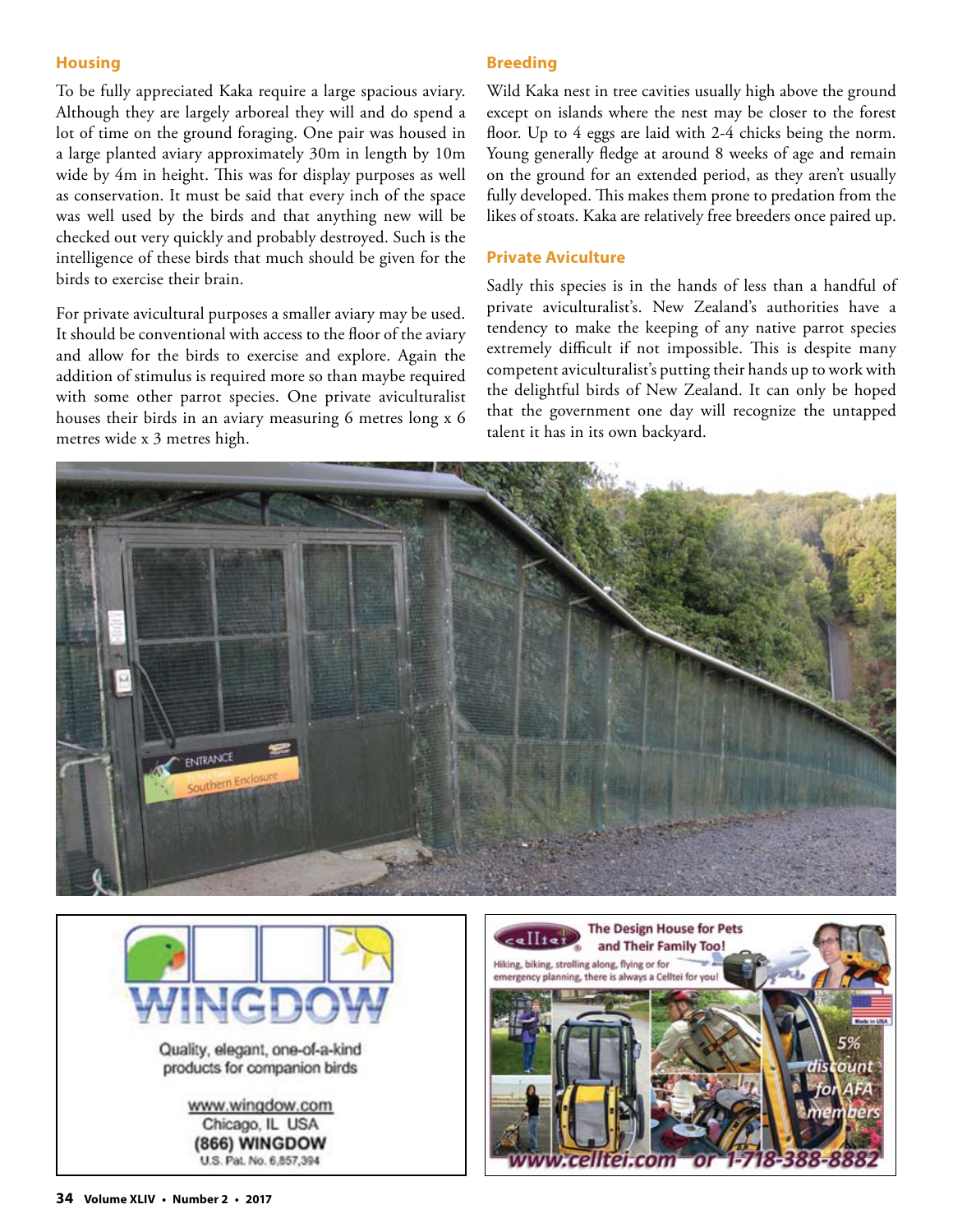## Housing

To be fully appreciated Kaka require a large spacious aviary. Although they are largely arboreal they will and do spend a lot of time on the ground foraging. One pair was housed in a large planted aviary approximately 30m in length by 10m wide by 4m in height. This was for display purposes as well as conservation. It must be said that every inch of the space was well used by the birds and that anything new will be checked out very quickly and probably destroyed. Such is the intelligence of these birds that much should be given for the birds to exercise their brain.

For private avicultural purposes a smaller aviary may be used. It should be conventional with access to the floor of the aviary and allow for the birds to exercise and explore. Again the addition of stimulus is required more so than maybe required with some other parrot species. One private aviculturalist houses their birds in an aviary measuring 6 metres long x 6 metres wide x 3 metres high.

## Breeding

Wild Kaka nest in tree cavities usually high above the ground except on islands where the nest may be closer to the forest floor. Up to 4 eggs are laid with 2-4 chicks being the norm. Young generally fledge at around 8 weeks of age and remain on the ground for an extended period, as they aren't usually fully developed. This makes them prone to predation from the likes of stoats. Kaka are relatively free breeders once paired up.

## Private Aviculture

Sadly this species is in the hands of less than a handful of private aviculturalist's. New Zealand's authorities have a tendency to make the keeping of any native parrot species extremely difficult if not impossible. This is despite many competent aviculturalist's putting their hands up to work with the delightful birds of New Zealand. It can only be hoped that the government one day will recognize the untapped talent it has in its own backyard.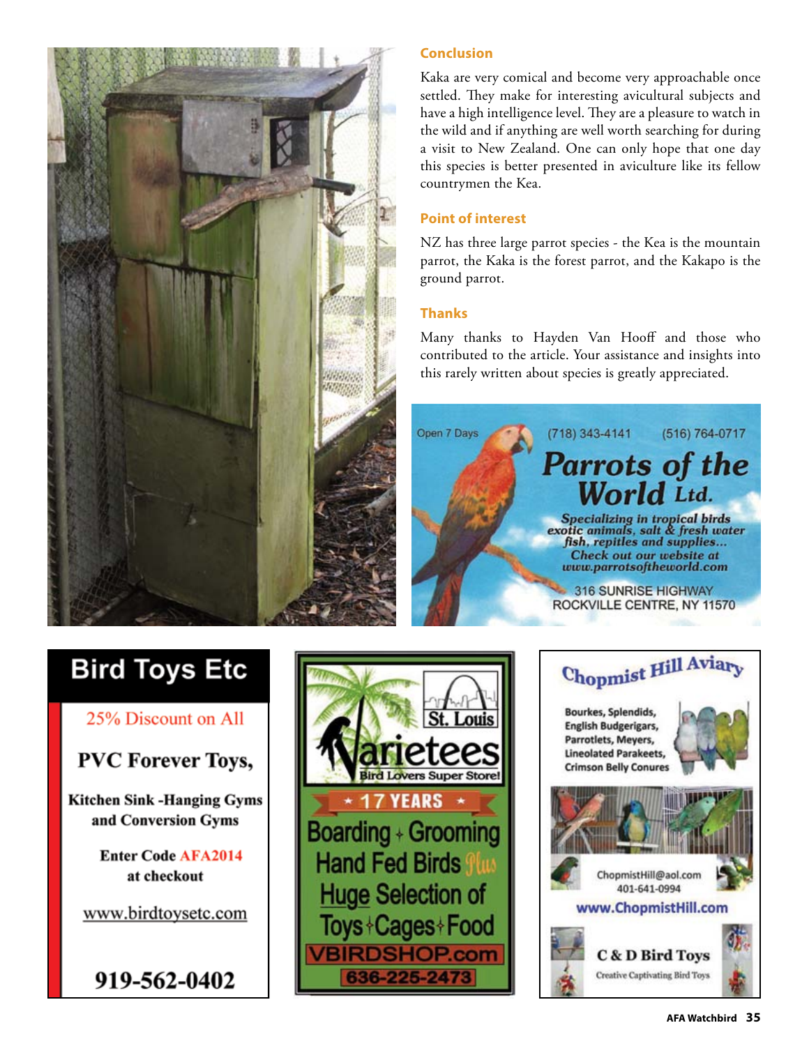## Conclusion

Kaka are very comical and become very approachable once settled. They make for interesting avicultural subjects and have a high intelligence level. They are a pleasure to watch in the wild and if anything are well worth searching for during a visit to New Zealand. One can only hope that one day this species is better presented in aviculture like its fellow countrymen the Kea.

## Point of interest

NZ has three large parrot species - the Kea is the mountain parrot, the Kaka is the forest parrot, and the Kakapo is the ground parrot.

## Thanks

Many thanks to Hayden Van Hooff and those who contributed to the article. Your assistance and insights into this rarely written about species is greatly appreciated.

---

Open 7 Days (718) 343-4141 (516) 764-0717

**Parrots of the World Ltd.**

*Specializing in tropical birds exotic animals, salt & fresh water fish, repitles and supplies...*
*Check out our website at www.parrotsoftheworld.com*

316 SUNRISE HIGHWAY
ROCKVILLE CENTRE, NY 11570

---

**Bird Toys Etc**

25% Discount on All

**PVC Forever Toys,**

**Kitchen Sink -Hanging Gyms and Conversion Gyms**

**Enter Code AFA2014 at checkout**

www.birdtoysetc.com

**919-562-0402**

---

**St. Louis Varietees**

Bird Lovers Super Store!

17 YEARS

Boarding + Grooming
Hand Fed Birds Plus
Huge Selection of
Toys + Cages + Food

VBIRDSHOP.com
636-225-2473

---

**Chopmist Hill Aviary**

Bourkes, Splendids, English Budgerigars, Parrotlets, Meyers, Lineolated Parakeets, Crimson Belly Conures

ChopmistHill@aol.com
401-641-0994

www.ChopmistHill.com

**C & D Bird Toys**

Creative Captivating Bird Toys